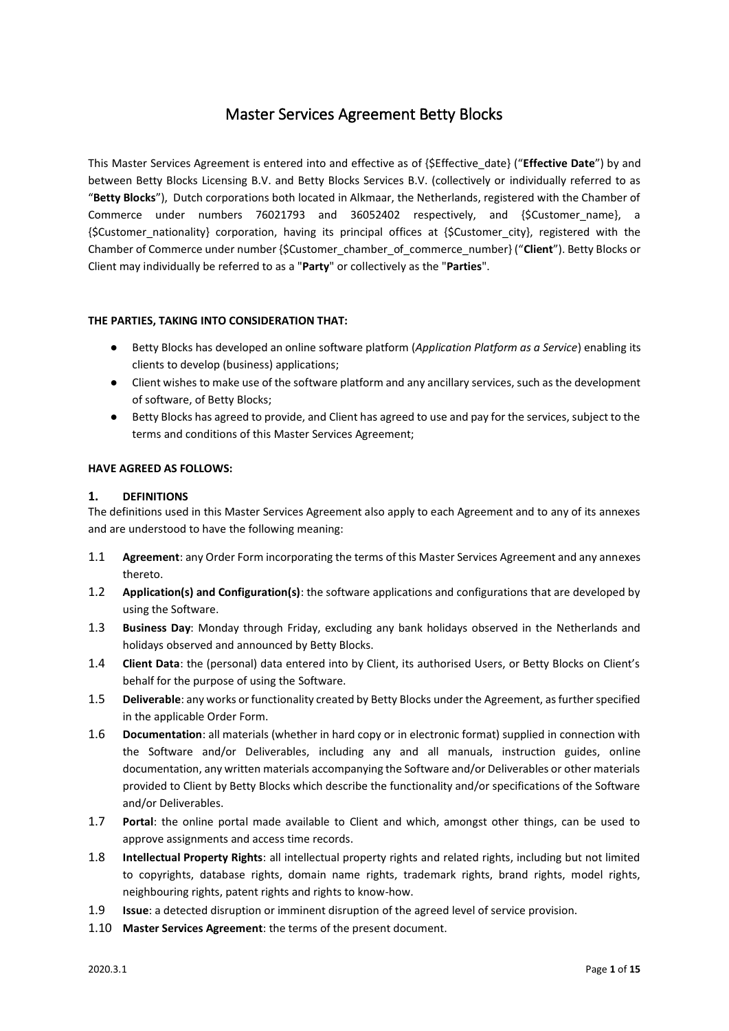# Master Services Agreement Betty Blocks

This Master Services Agreement is entered into and effective as of {$Effective_date} ("**Effective Date**") by and between Betty Blocks Licensing B.V. and Betty Blocks Services B.V. (collectively or individually referred to as "**Betty Blocks**"), Dutch corporations both located in Alkmaar, the Netherlands, registered with the Chamber of Commerce under numbers 76021793 and 36052402 respectively, and {$Customer_name}, a {$Customer_nationality} corporation, having its principal offices at {$Customer_city}, registered with the Chamber of Commerce under number {$Customer_chamber_of_commerce_number} ("**Client**"). Betty Blocks or Client may individually be referred to as a "**Party**" or collectively as the "**Parties**".

**THE PARTIES, TAKING INTO CONSIDERATION THAT:**

- Betty Blocks has developed an online software platform (*Application Platform as a Service*) enabling its clients to develop (business) applications;
- Client wishes to make use of the software platform and any ancillary services, such as the development of software, of Betty Blocks;
- Betty Blocks has agreed to provide, and Client has agreed to use and pay for the services, subject to the terms and conditions of this Master Services Agreement;

**HAVE AGREED AS FOLLOWS:**

## 1. DEFINITIONS

The definitions used in this Master Services Agreement also apply to each Agreement and to any of its annexes and are understood to have the following meaning:

1.1 **Agreement**: any Order Form incorporating the terms of this Master Services Agreement and any annexes thereto.

1.2 **Application(s) and Configuration(s)**: the software applications and configurations that are developed by using the Software.

1.3 **Business Day**: Monday through Friday, excluding any bank holidays observed in the Netherlands and holidays observed and announced by Betty Blocks.

1.4 **Client Data**: the (personal) data entered into by Client, its authorised Users, or Betty Blocks on Client's behalf for the purpose of using the Software.

1.5 **Deliverable**: any works or functionality created by Betty Blocks under the Agreement, as further specified in the applicable Order Form.

1.6 **Documentation**: all materials (whether in hard copy or in electronic format) supplied in connection with the Software and/or Deliverables, including any and all manuals, instruction guides, online documentation, any written materials accompanying the Software and/or Deliverables or other materials provided to Client by Betty Blocks which describe the functionality and/or specifications of the Software and/or Deliverables.

1.7 **Portal**: the online portal made available to Client and which, amongst other things, can be used to approve assignments and access time records.

1.8 **Intellectual Property Rights**: all intellectual property rights and related rights, including but not limited to copyrights, database rights, domain name rights, trademark rights, brand rights, model rights, neighbouring rights, patent rights and rights to know-how.

1.9 **Issue**: a detected disruption or imminent disruption of the agreed level of service provision.

1.10 **Master Services Agreement**: the terms of the present document.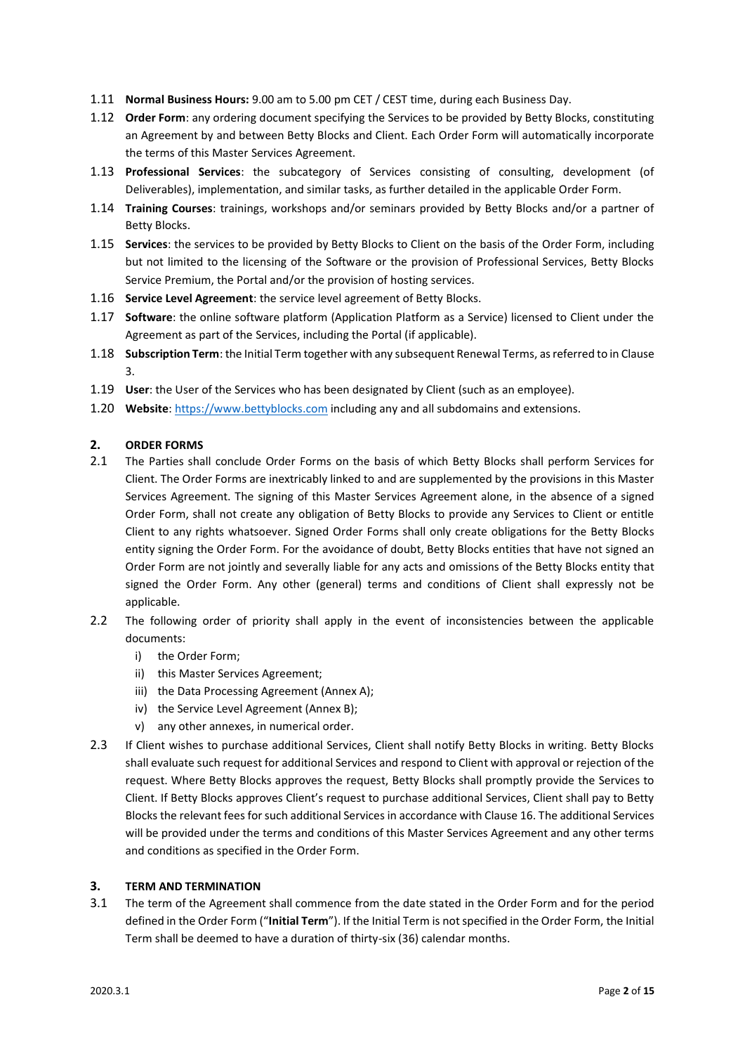1.11 **Normal Business Hours:** 9.00 am to 5.00 pm CET / CEST time, during each Business Day.

1.12 **Order Form**: any ordering document specifying the Services to be provided by Betty Blocks, constituting an Agreement by and between Betty Blocks and Client. Each Order Form will automatically incorporate the terms of this Master Services Agreement.

1.13 **Professional Services**: the subcategory of Services consisting of consulting, development (of Deliverables), implementation, and similar tasks, as further detailed in the applicable Order Form.

1.14 **Training Courses**: trainings, workshops and/or seminars provided by Betty Blocks and/or a partner of Betty Blocks.

1.15 **Services**: the services to be provided by Betty Blocks to Client on the basis of the Order Form, including but not limited to the licensing of the Software or the provision of Professional Services, Betty Blocks Service Premium, the Portal and/or the provision of hosting services.

1.16 **Service Level Agreement**: the service level agreement of Betty Blocks.

1.17 **Software**: the online software platform (Application Platform as a Service) licensed to Client under the Agreement as part of the Services, including the Portal (if applicable).

1.18 **Subscription Term**: the Initial Term together with any subsequent Renewal Terms, as referred to in Clause 3.

1.19 **User**: the User of the Services who has been designated by Client (such as an employee).

1.20 **Website**: [https://www.bettyblocks.com](https://www.bettyblocks.com) including any and all subdomains and extensions.

## 2. ORDER FORMS

2.1 The Parties shall conclude Order Forms on the basis of which Betty Blocks shall perform Services for Client. The Order Forms are inextricably linked to and are supplemented by the provisions in this Master Services Agreement. The signing of this Master Services Agreement alone, in the absence of a signed Order Form, shall not create any obligation of Betty Blocks to provide any Services to Client or entitle Client to any rights whatsoever. Signed Order Forms shall only create obligations for the Betty Blocks entity signing the Order Form. For the avoidance of doubt, Betty Blocks entities that have not signed an Order Form are not jointly and severally liable for any acts and omissions of the Betty Blocks entity that signed the Order Form. Any other (general) terms and conditions of Client shall expressly not be applicable.

2.2 The following order of priority shall apply in the event of inconsistencies between the applicable documents:

i) the Order Form;
ii) this Master Services Agreement;
iii) the Data Processing Agreement (Annex A);
iv) the Service Level Agreement (Annex B);
v) any other annexes, in numerical order.

2.3 If Client wishes to purchase additional Services, Client shall notify Betty Blocks in writing. Betty Blocks shall evaluate such request for additional Services and respond to Client with approval or rejection of the request. Where Betty Blocks approves the request, Betty Blocks shall promptly provide the Services to Client. If Betty Blocks approves Client's request to purchase additional Services, Client shall pay to Betty Blocks the relevant fees for such additional Services in accordance with Clause 16. The additional Services will be provided under the terms and conditions of this Master Services Agreement and any other terms and conditions as specified in the Order Form.

## 3. TERM AND TERMINATION

3.1 The term of the Agreement shall commence from the date stated in the Order Form and for the period defined in the Order Form ("**Initial Term**"). If the Initial Term is not specified in the Order Form, the Initial Term shall be deemed to have a duration of thirty-six (36) calendar months.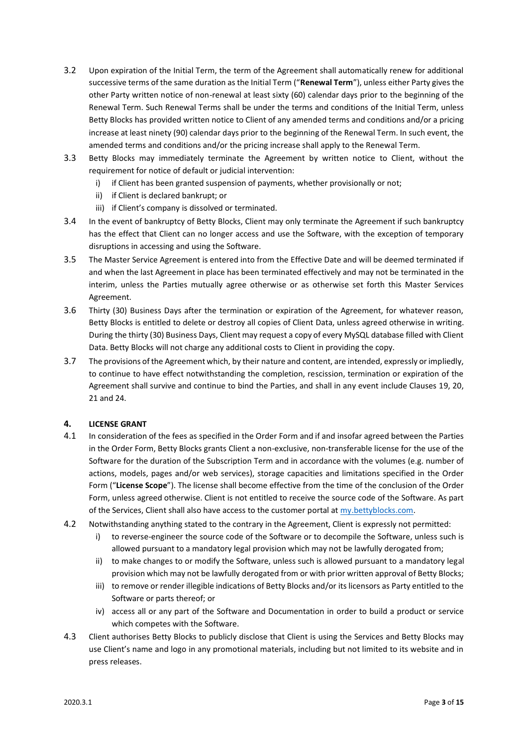3.2 Upon expiration of the Initial Term, the term of the Agreement shall automatically renew for additional successive terms of the same duration as the Initial Term ("**Renewal Term**"), unless either Party gives the other Party written notice of non-renewal at least sixty (60) calendar days prior to the beginning of the Renewal Term. Such Renewal Terms shall be under the terms and conditions of the Initial Term, unless Betty Blocks has provided written notice to Client of any amended terms and conditions and/or a pricing increase at least ninety (90) calendar days prior to the beginning of the Renewal Term. In such event, the amended terms and conditions and/or the pricing increase shall apply to the Renewal Term.

3.3 Betty Blocks may immediately terminate the Agreement by written notice to Client, without the requirement for notice of default or judicial intervention:

i) if Client has been granted suspension of payments, whether provisionally or not;
ii) if Client is declared bankrupt; or
iii) if Client's company is dissolved or terminated.

3.4 In the event of bankruptcy of Betty Blocks, Client may only terminate the Agreement if such bankruptcy has the effect that Client can no longer access and use the Software, with the exception of temporary disruptions in accessing and using the Software.

3.5 The Master Service Agreement is entered into from the Effective Date and will be deemed terminated if and when the last Agreement in place has been terminated effectively and may not be terminated in the interim, unless the Parties mutually agree otherwise or as otherwise set forth this Master Services Agreement.

3.6 Thirty (30) Business Days after the termination or expiration of the Agreement, for whatever reason, Betty Blocks is entitled to delete or destroy all copies of Client Data, unless agreed otherwise in writing. During the thirty (30) Business Days, Client may request a copy of every MySQL database filled with Client Data. Betty Blocks will not charge any additional costs to Client in providing the copy.

3.7 The provisions of the Agreement which, by their nature and content, are intended, expressly or impliedly, to continue to have effect notwithstanding the completion, rescission, termination or expiration of the Agreement shall survive and continue to bind the Parties, and shall in any event include Clauses 19, 20, 21 and 24.

## 4. LICENSE GRANT

4.1 In consideration of the fees as specified in the Order Form and if and insofar agreed between the Parties in the Order Form, Betty Blocks grants Client a non-exclusive, non-transferable license for the use of the Software for the duration of the Subscription Term and in accordance with the volumes (e.g. number of actions, models, pages and/or web services), storage capacities and limitations specified in the Order Form ("**License Scope**"). The license shall become effective from the time of the conclusion of the Order Form, unless agreed otherwise. Client is not entitled to receive the source code of the Software. As part of the Services, Client shall also have access to the customer portal at my.bettyblocks.com.

4.2 Notwithstanding anything stated to the contrary in the Agreement, Client is expressly not permitted:

i) to reverse-engineer the source code of the Software or to decompile the Software, unless such is allowed pursuant to a mandatory legal provision which may not be lawfully derogated from;
ii) to make changes to or modify the Software, unless such is allowed pursuant to a mandatory legal provision which may not be lawfully derogated from or with prior written approval of Betty Blocks;
iii) to remove or render illegible indications of Betty Blocks and/or its licensors as Party entitled to the Software or parts thereof; or
iv) access all or any part of the Software and Documentation in order to build a product or service which competes with the Software.

4.3 Client authorises Betty Blocks to publicly disclose that Client is using the Services and Betty Blocks may use Client's name and logo in any promotional materials, including but not limited to its website and in press releases.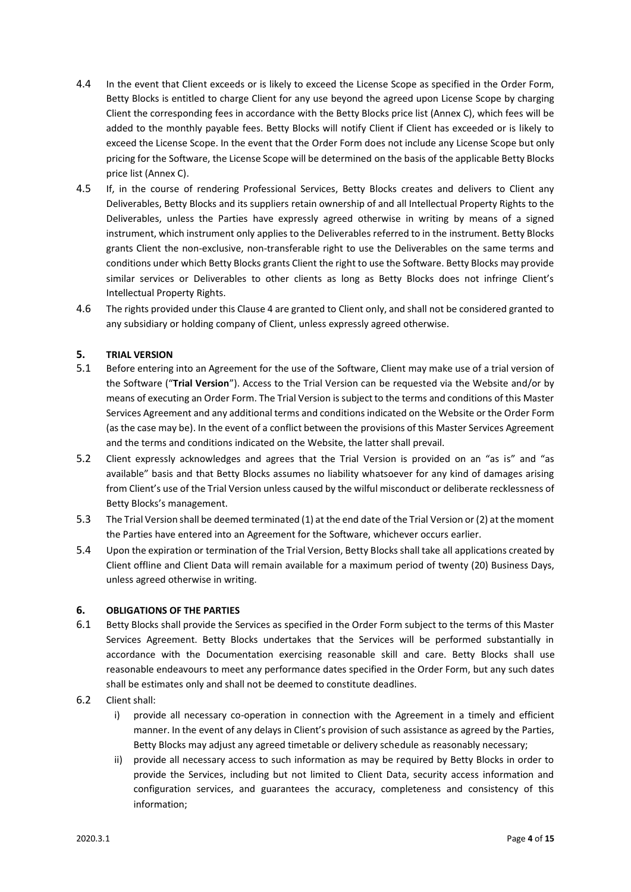4.4 In the event that Client exceeds or is likely to exceed the License Scope as specified in the Order Form, Betty Blocks is entitled to charge Client for any use beyond the agreed upon License Scope by charging Client the corresponding fees in accordance with the Betty Blocks price list (Annex C), which fees will be added to the monthly payable fees. Betty Blocks will notify Client if Client has exceeded or is likely to exceed the License Scope. In the event that the Order Form does not include any License Scope but only pricing for the Software, the License Scope will be determined on the basis of the applicable Betty Blocks price list (Annex C).

4.5 If, in the course of rendering Professional Services, Betty Blocks creates and delivers to Client any Deliverables, Betty Blocks and its suppliers retain ownership of and all Intellectual Property Rights to the Deliverables, unless the Parties have expressly agreed otherwise in writing by means of a signed instrument, which instrument only applies to the Deliverables referred to in the instrument. Betty Blocks grants Client the non-exclusive, non-transferable right to use the Deliverables on the same terms and conditions under which Betty Blocks grants Client the right to use the Software. Betty Blocks may provide similar services or Deliverables to other clients as long as Betty Blocks does not infringe Client's Intellectual Property Rights.

4.6 The rights provided under this Clause 4 are granted to Client only, and shall not be considered granted to any subsidiary or holding company of Client, unless expressly agreed otherwise.

## 5. TRIAL VERSION

5.1 Before entering into an Agreement for the use of the Software, Client may make use of a trial version of the Software ("**Trial Version**"). Access to the Trial Version can be requested via the Website and/or by means of executing an Order Form. The Trial Version is subject to the terms and conditions of this Master Services Agreement and any additional terms and conditions indicated on the Website or the Order Form (as the case may be). In the event of a conflict between the provisions of this Master Services Agreement and the terms and conditions indicated on the Website, the latter shall prevail.

5.2 Client expressly acknowledges and agrees that the Trial Version is provided on an "as is" and "as available" basis and that Betty Blocks assumes no liability whatsoever for any kind of damages arising from Client's use of the Trial Version unless caused by the wilful misconduct or deliberate recklessness of Betty Blocks's management.

5.3 The Trial Version shall be deemed terminated (1) at the end date of the Trial Version or (2) at the moment the Parties have entered into an Agreement for the Software, whichever occurs earlier.

5.4 Upon the expiration or termination of the Trial Version, Betty Blocks shall take all applications created by Client offline and Client Data will remain available for a maximum period of twenty (20) Business Days, unless agreed otherwise in writing.

## 6. OBLIGATIONS OF THE PARTIES

6.1 Betty Blocks shall provide the Services as specified in the Order Form subject to the terms of this Master Services Agreement. Betty Blocks undertakes that the Services will be performed substantially in accordance with the Documentation exercising reasonable skill and care. Betty Blocks shall use reasonable endeavours to meet any performance dates specified in the Order Form, but any such dates shall be estimates only and shall not be deemed to constitute deadlines.

6.2 Client shall:

i) provide all necessary co-operation in connection with the Agreement in a timely and efficient manner. In the event of any delays in Client's provision of such assistance as agreed by the Parties, Betty Blocks may adjust any agreed timetable or delivery schedule as reasonably necessary;

ii) provide all necessary access to such information as may be required by Betty Blocks in order to provide the Services, including but not limited to Client Data, security access information and configuration services, and guarantees the accuracy, completeness and consistency of this information;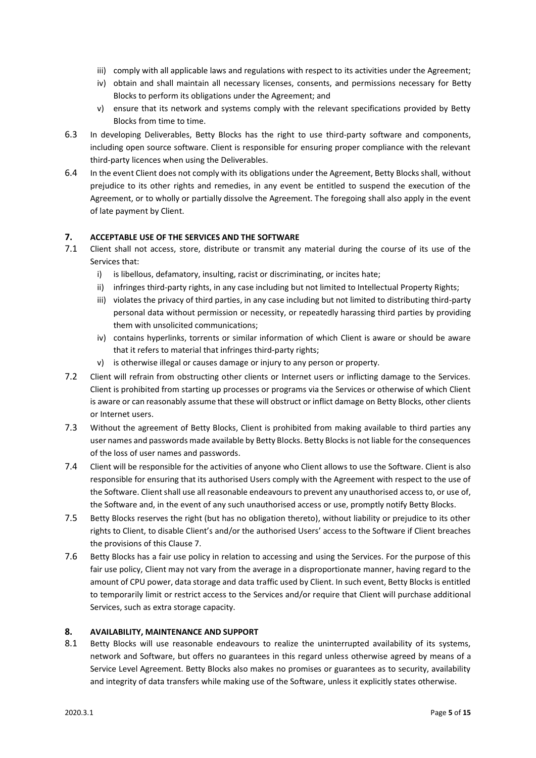iii) comply with all applicable laws and regulations with respect to its activities under the Agreement;

iv) obtain and shall maintain all necessary licenses, consents, and permissions necessary for Betty Blocks to perform its obligations under the Agreement; and

v) ensure that its network and systems comply with the relevant specifications provided by Betty Blocks from time to time.

6.3 In developing Deliverables, Betty Blocks has the right to use third-party software and components, including open source software. Client is responsible for ensuring proper compliance with the relevant third-party licences when using the Deliverables.

6.4 In the event Client does not comply with its obligations under the Agreement, Betty Blocks shall, without prejudice to its other rights and remedies, in any event be entitled to suspend the execution of the Agreement, or to wholly or partially dissolve the Agreement. The foregoing shall also apply in the event of late payment by Client.

## 7. ACCEPTABLE USE OF THE SERVICES AND THE SOFTWARE

7.1 Client shall not access, store, distribute or transmit any material during the course of its use of the Services that:

i) is libellous, defamatory, insulting, racist or discriminating, or incites hate;

ii) infringes third-party rights, in any case including but not limited to Intellectual Property Rights;

iii) violates the privacy of third parties, in any case including but not limited to distributing third-party personal data without permission or necessity, or repeatedly harassing third parties by providing them with unsolicited communications;

iv) contains hyperlinks, torrents or similar information of which Client is aware or should be aware that it refers to material that infringes third-party rights;

v) is otherwise illegal or causes damage or injury to any person or property.

7.2 Client will refrain from obstructing other clients or Internet users or inflicting damage to the Services. Client is prohibited from starting up processes or programs via the Services or otherwise of which Client is aware or can reasonably assume that these will obstruct or inflict damage on Betty Blocks, other clients or Internet users.

7.3 Without the agreement of Betty Blocks, Client is prohibited from making available to third parties any user names and passwords made available by Betty Blocks. Betty Blocks is not liable for the consequences of the loss of user names and passwords.

7.4 Client will be responsible for the activities of anyone who Client allows to use the Software. Client is also responsible for ensuring that its authorised Users comply with the Agreement with respect to the use of the Software. Client shall use all reasonable endeavours to prevent any unauthorised access to, or use of, the Software and, in the event of any such unauthorised access or use, promptly notify Betty Blocks.

7.5 Betty Blocks reserves the right (but has no obligation thereto), without liability or prejudice to its other rights to Client, to disable Client's and/or the authorised Users' access to the Software if Client breaches the provisions of this Clause 7.

7.6 Betty Blocks has a fair use policy in relation to accessing and using the Services. For the purpose of this fair use policy, Client may not vary from the average in a disproportionate manner, having regard to the amount of CPU power, data storage and data traffic used by Client. In such event, Betty Blocks is entitled to temporarily limit or restrict access to the Services and/or require that Client will purchase additional Services, such as extra storage capacity.

## 8. AVAILABILITY, MAINTENANCE AND SUPPORT

8.1 Betty Blocks will use reasonable endeavours to realize the uninterrupted availability of its systems, network and Software, but offers no guarantees in this regard unless otherwise agreed by means of a Service Level Agreement. Betty Blocks also makes no promises or guarantees as to security, availability and integrity of data transfers while making use of the Software, unless it explicitly states otherwise.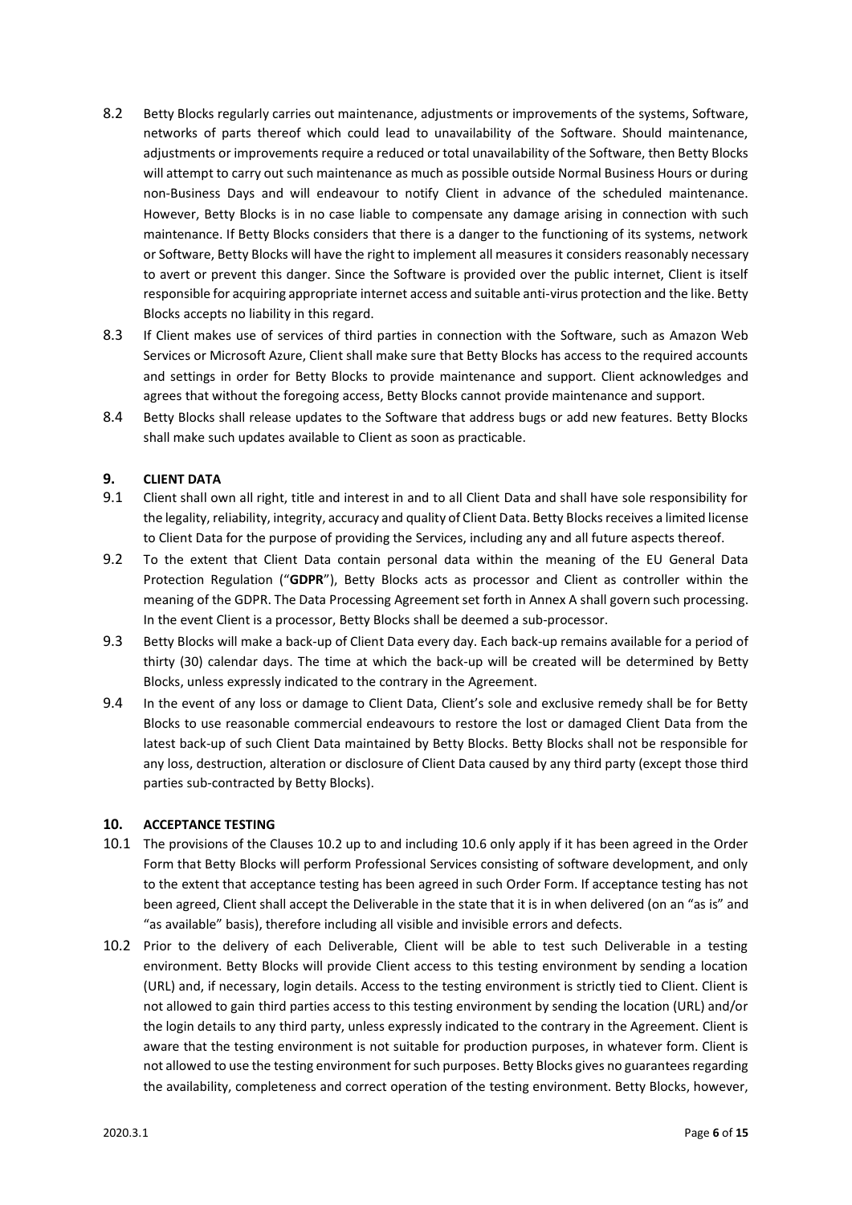8.2 Betty Blocks regularly carries out maintenance, adjustments or improvements of the systems, Software, networks of parts thereof which could lead to unavailability of the Software. Should maintenance, adjustments or improvements require a reduced or total unavailability of the Software, then Betty Blocks will attempt to carry out such maintenance as much as possible outside Normal Business Hours or during non-Business Days and will endeavour to notify Client in advance of the scheduled maintenance. However, Betty Blocks is in no case liable to compensate any damage arising in connection with such maintenance. If Betty Blocks considers that there is a danger to the functioning of its systems, network or Software, Betty Blocks will have the right to implement all measures it considers reasonably necessary to avert or prevent this danger. Since the Software is provided over the public internet, Client is itself responsible for acquiring appropriate internet access and suitable anti-virus protection and the like. Betty Blocks accepts no liability in this regard.

8.3 If Client makes use of services of third parties in connection with the Software, such as Amazon Web Services or Microsoft Azure, Client shall make sure that Betty Blocks has access to the required accounts and settings in order for Betty Blocks to provide maintenance and support. Client acknowledges and agrees that without the foregoing access, Betty Blocks cannot provide maintenance and support.

8.4 Betty Blocks shall release updates to the Software that address bugs or add new features. Betty Blocks shall make such updates available to Client as soon as practicable.

## 9. CLIENT DATA

9.1 Client shall own all right, title and interest in and to all Client Data and shall have sole responsibility for the legality, reliability, integrity, accuracy and quality of Client Data. Betty Blocks receives a limited license to Client Data for the purpose of providing the Services, including any and all future aspects thereof.

9.2 To the extent that Client Data contain personal data within the meaning of the EU General Data Protection Regulation ("**GDPR**"), Betty Blocks acts as processor and Client as controller within the meaning of the GDPR. The Data Processing Agreement set forth in Annex A shall govern such processing. In the event Client is a processor, Betty Blocks shall be deemed a sub-processor.

9.3 Betty Blocks will make a back-up of Client Data every day. Each back-up remains available for a period of thirty (30) calendar days. The time at which the back-up will be created will be determined by Betty Blocks, unless expressly indicated to the contrary in the Agreement.

9.4 In the event of any loss or damage to Client Data, Client's sole and exclusive remedy shall be for Betty Blocks to use reasonable commercial endeavours to restore the lost or damaged Client Data from the latest back-up of such Client Data maintained by Betty Blocks. Betty Blocks shall not be responsible for any loss, destruction, alteration or disclosure of Client Data caused by any third party (except those third parties sub-contracted by Betty Blocks).

## 10. ACCEPTANCE TESTING

10.1 The provisions of the Clauses 10.2 up to and including 10.6 only apply if it has been agreed in the Order Form that Betty Blocks will perform Professional Services consisting of software development, and only to the extent that acceptance testing has been agreed in such Order Form. If acceptance testing has not been agreed, Client shall accept the Deliverable in the state that it is in when delivered (on an "as is" and "as available" basis), therefore including all visible and invisible errors and defects.

10.2 Prior to the delivery of each Deliverable, Client will be able to test such Deliverable in a testing environment. Betty Blocks will provide Client access to this testing environment by sending a location (URL) and, if necessary, login details. Access to the testing environment is strictly tied to Client. Client is not allowed to gain third parties access to this testing environment by sending the location (URL) and/or the login details to any third party, unless expressly indicated to the contrary in the Agreement. Client is aware that the testing environment is not suitable for production purposes, in whatever form. Client is not allowed to use the testing environment for such purposes. Betty Blocks gives no guarantees regarding the availability, completeness and correct operation of the testing environment. Betty Blocks, however,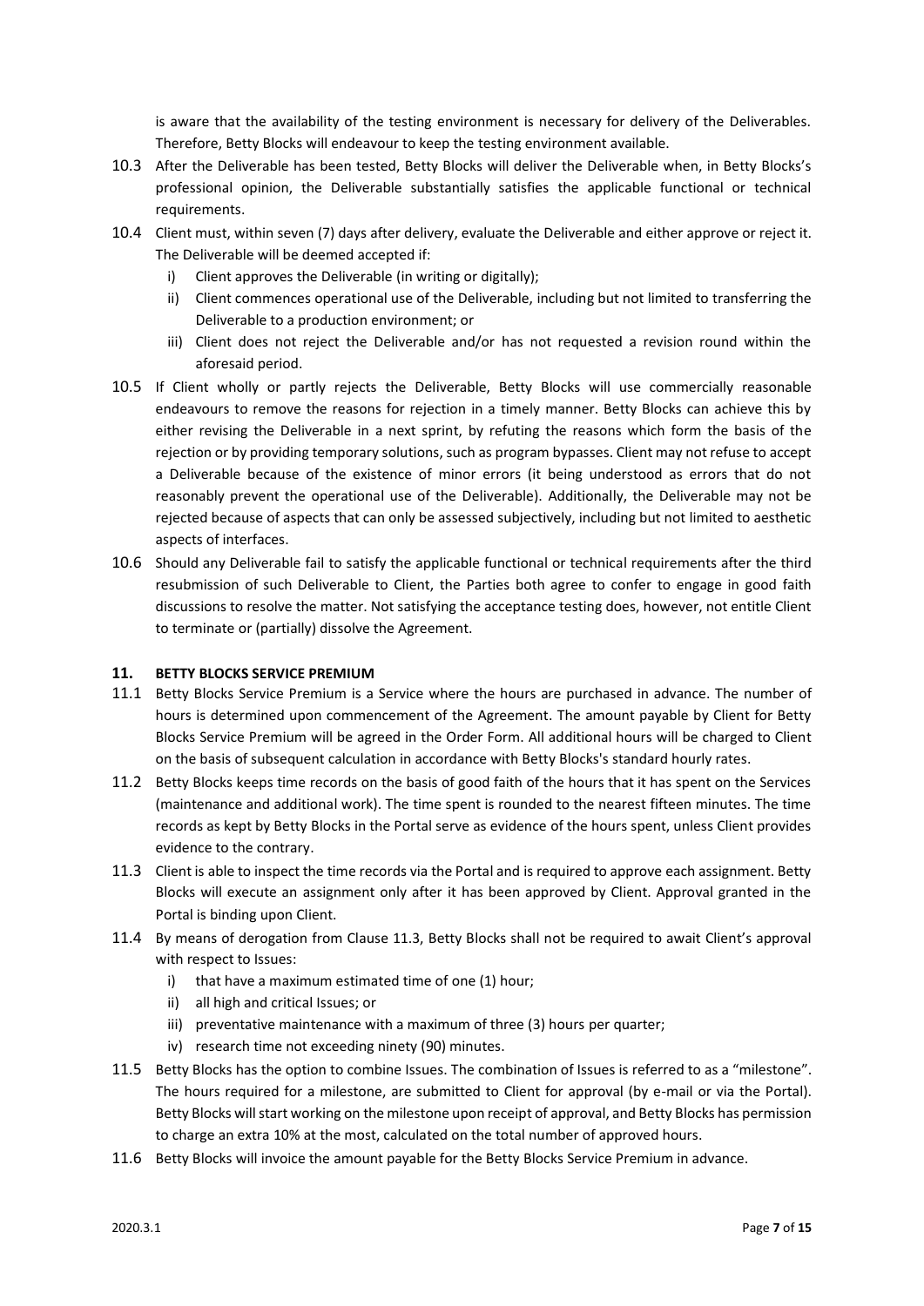is aware that the availability of the testing environment is necessary for delivery of the Deliverables. Therefore, Betty Blocks will endeavour to keep the testing environment available.

10.3 After the Deliverable has been tested, Betty Blocks will deliver the Deliverable when, in Betty Blocks's professional opinion, the Deliverable substantially satisfies the applicable functional or technical requirements.

10.4 Client must, within seven (7) days after delivery, evaluate the Deliverable and either approve or reject it. The Deliverable will be deemed accepted if:

i) Client approves the Deliverable (in writing or digitally);
ii) Client commences operational use of the Deliverable, including but not limited to transferring the Deliverable to a production environment; or
iii) Client does not reject the Deliverable and/or has not requested a revision round within the aforesaid period.

10.5 If Client wholly or partly rejects the Deliverable, Betty Blocks will use commercially reasonable endeavours to remove the reasons for rejection in a timely manner. Betty Blocks can achieve this by either revising the Deliverable in a next sprint, by refuting the reasons which form the basis of the rejection or by providing temporary solutions, such as program bypasses. Client may not refuse to accept a Deliverable because of the existence of minor errors (it being understood as errors that do not reasonably prevent the operational use of the Deliverable). Additionally, the Deliverable may not be rejected because of aspects that can only be assessed subjectively, including but not limited to aesthetic aspects of interfaces.

10.6 Should any Deliverable fail to satisfy the applicable functional or technical requirements after the third resubmission of such Deliverable to Client, the Parties both agree to confer to engage in good faith discussions to resolve the matter. Not satisfying the acceptance testing does, however, not entitle Client to terminate or (partially) dissolve the Agreement.

## 11. BETTY BLOCKS SERVICE PREMIUM

11.1 Betty Blocks Service Premium is a Service where the hours are purchased in advance. The number of hours is determined upon commencement of the Agreement. The amount payable by Client for Betty Blocks Service Premium will be agreed in the Order Form. All additional hours will be charged to Client on the basis of subsequent calculation in accordance with Betty Blocks's standard hourly rates.

11.2 Betty Blocks keeps time records on the basis of good faith of the hours that it has spent on the Services (maintenance and additional work). The time spent is rounded to the nearest fifteen minutes. The time records as kept by Betty Blocks in the Portal serve as evidence of the hours spent, unless Client provides evidence to the contrary.

11.3 Client is able to inspect the time records via the Portal and is required to approve each assignment. Betty Blocks will execute an assignment only after it has been approved by Client. Approval granted in the Portal is binding upon Client.

11.4 By means of derogation from Clause 11.3, Betty Blocks shall not be required to await Client's approval with respect to Issues:

i) that have a maximum estimated time of one (1) hour;
ii) all high and critical Issues; or
iii) preventative maintenance with a maximum of three (3) hours per quarter;
iv) research time not exceeding ninety (90) minutes.

11.5 Betty Blocks has the option to combine Issues. The combination of Issues is referred to as a "milestone". The hours required for a milestone, are submitted to Client for approval (by e-mail or via the Portal). Betty Blocks will start working on the milestone upon receipt of approval, and Betty Blocks has permission to charge an extra 10% at the most, calculated on the total number of approved hours.

11.6 Betty Blocks will invoice the amount payable for the Betty Blocks Service Premium in advance.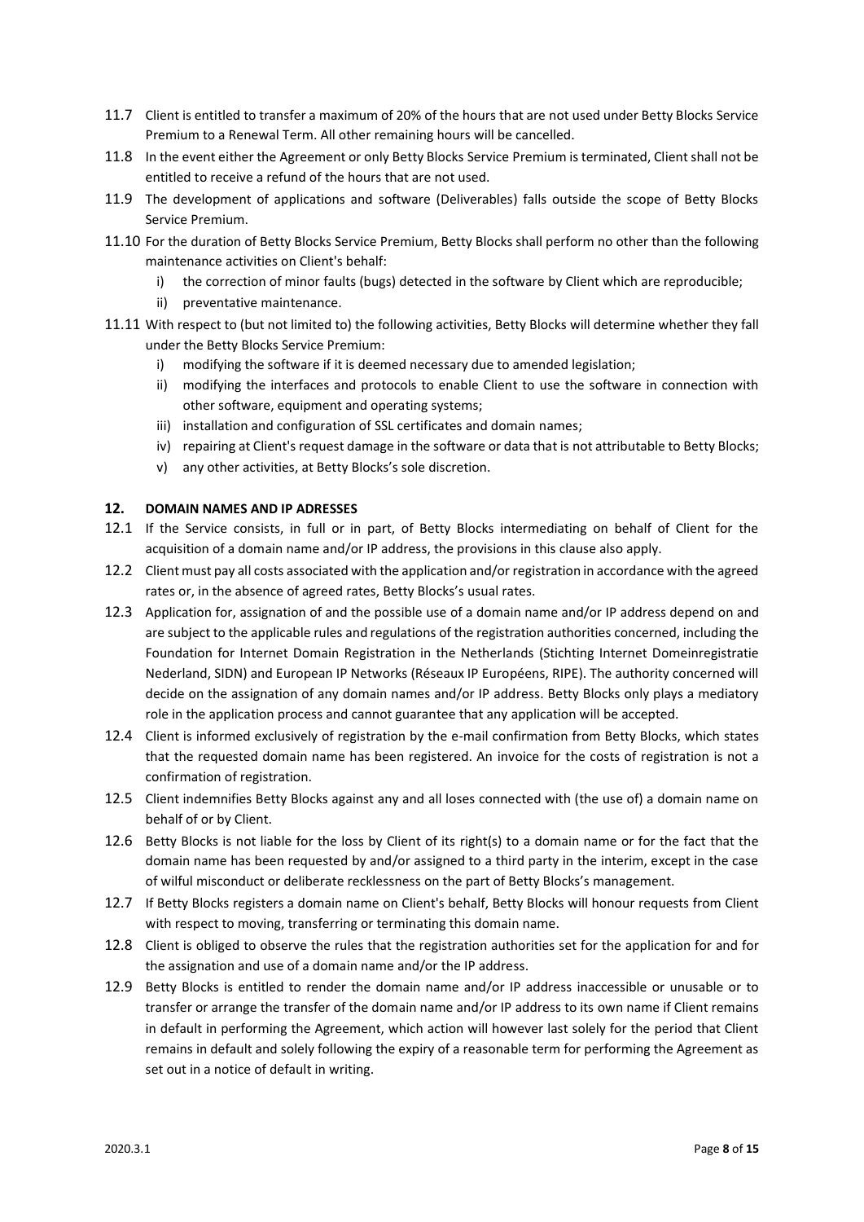11.7 Client is entitled to transfer a maximum of 20% of the hours that are not used under Betty Blocks Service Premium to a Renewal Term. All other remaining hours will be cancelled.

11.8 In the event either the Agreement or only Betty Blocks Service Premium is terminated, Client shall not be entitled to receive a refund of the hours that are not used.

11.9 The development of applications and software (Deliverables) falls outside the scope of Betty Blocks Service Premium.

11.10 For the duration of Betty Blocks Service Premium, Betty Blocks shall perform no other than the following maintenance activities on Client's behalf:

   i) the correction of minor faults (bugs) detected in the software by Client which are reproducible;
   ii) preventative maintenance.

11.11 With respect to (but not limited to) the following activities, Betty Blocks will determine whether they fall under the Betty Blocks Service Premium:

   i) modifying the software if it is deemed necessary due to amended legislation;
   ii) modifying the interfaces and protocols to enable Client to use the software in connection with other software, equipment and operating systems;
   iii) installation and configuration of SSL certificates and domain names;
   iv) repairing at Client's request damage in the software or data that is not attributable to Betty Blocks;
   v) any other activities, at Betty Blocks's sole discretion.

## 12. DOMAIN NAMES AND IP ADRESSES

12.1 If the Service consists, in full or in part, of Betty Blocks intermediating on behalf of Client for the acquisition of a domain name and/or IP address, the provisions in this clause also apply.

12.2 Client must pay all costs associated with the application and/or registration in accordance with the agreed rates or, in the absence of agreed rates, Betty Blocks's usual rates.

12.3 Application for, assignation of and the possible use of a domain name and/or IP address depend on and are subject to the applicable rules and regulations of the registration authorities concerned, including the Foundation for Internet Domain Registration in the Netherlands (Stichting Internet Domeinregistratie Nederland, SIDN) and European IP Networks (Réseaux IP Européens, RIPE). The authority concerned will decide on the assignation of any domain names and/or IP address. Betty Blocks only plays a mediatory role in the application process and cannot guarantee that any application will be accepted.

12.4 Client is informed exclusively of registration by the e-mail confirmation from Betty Blocks, which states that the requested domain name has been registered. An invoice for the costs of registration is not a confirmation of registration.

12.5 Client indemnifies Betty Blocks against any and all loses connected with (the use of) a domain name on behalf of or by Client.

12.6 Betty Blocks is not liable for the loss by Client of its right(s) to a domain name or for the fact that the domain name has been requested by and/or assigned to a third party in the interim, except in the case of wilful misconduct or deliberate recklessness on the part of Betty Blocks's management.

12.7 If Betty Blocks registers a domain name on Client's behalf, Betty Blocks will honour requests from Client with respect to moving, transferring or terminating this domain name.

12.8 Client is obliged to observe the rules that the registration authorities set for the application for and for the assignation and use of a domain name and/or the IP address.

12.9 Betty Blocks is entitled to render the domain name and/or IP address inaccessible or unusable or to transfer or arrange the transfer of the domain name and/or IP address to its own name if Client remains in default in performing the Agreement, which action will however last solely for the period that Client remains in default and solely following the expiry of a reasonable term for performing the Agreement as set out in a notice of default in writing.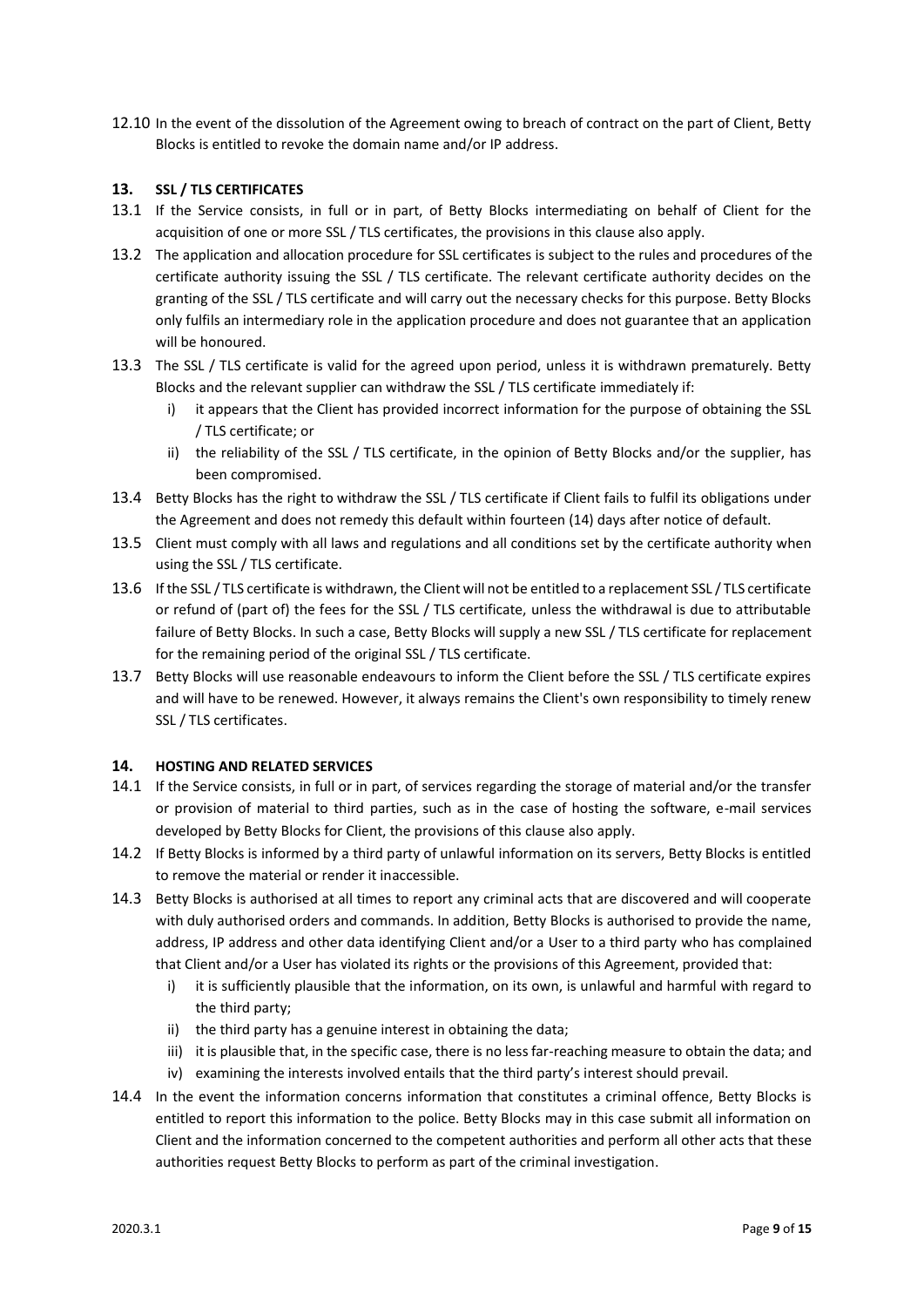12.10 In the event of the dissolution of the Agreement owing to breach of contract on the part of Client, Betty Blocks is entitled to revoke the domain name and/or IP address.

## 13. SSL / TLS CERTIFICATES

13.1 If the Service consists, in full or in part, of Betty Blocks intermediating on behalf of Client for the acquisition of one or more SSL / TLS certificates, the provisions in this clause also apply.

13.2 The application and allocation procedure for SSL certificates is subject to the rules and procedures of the certificate authority issuing the SSL / TLS certificate. The relevant certificate authority decides on the granting of the SSL / TLS certificate and will carry out the necessary checks for this purpose. Betty Blocks only fulfils an intermediary role in the application procedure and does not guarantee that an application will be honoured.

13.3 The SSL / TLS certificate is valid for the agreed upon period, unless it is withdrawn prematurely. Betty Blocks and the relevant supplier can withdraw the SSL / TLS certificate immediately if:

   i) it appears that the Client has provided incorrect information for the purpose of obtaining the SSL / TLS certificate; or
   ii) the reliability of the SSL / TLS certificate, in the opinion of Betty Blocks and/or the supplier, has been compromised.

13.4 Betty Blocks has the right to withdraw the SSL / TLS certificate if Client fails to fulfil its obligations under the Agreement and does not remedy this default within fourteen (14) days after notice of default.

13.5 Client must comply with all laws and regulations and all conditions set by the certificate authority when using the SSL / TLS certificate.

13.6 If the SSL / TLS certificate is withdrawn, the Client will not be entitled to a replacement SSL / TLS certificate or refund of (part of) the fees for the SSL / TLS certificate, unless the withdrawal is due to attributable failure of Betty Blocks. In such a case, Betty Blocks will supply a new SSL / TLS certificate for replacement for the remaining period of the original SSL / TLS certificate.

13.7 Betty Blocks will use reasonable endeavours to inform the Client before the SSL / TLS certificate expires and will have to be renewed. However, it always remains the Client's own responsibility to timely renew SSL / TLS certificates.

## 14. HOSTING AND RELATED SERVICES

14.1 If the Service consists, in full or in part, of services regarding the storage of material and/or the transfer or provision of material to third parties, such as in the case of hosting the software, e-mail services developed by Betty Blocks for Client, the provisions of this clause also apply.

14.2 If Betty Blocks is informed by a third party of unlawful information on its servers, Betty Blocks is entitled to remove the material or render it inaccessible.

14.3 Betty Blocks is authorised at all times to report any criminal acts that are discovered and will cooperate with duly authorised orders and commands. In addition, Betty Blocks is authorised to provide the name, address, IP address and other data identifying Client and/or a User to a third party who has complained that Client and/or a User has violated its rights or the provisions of this Agreement, provided that:

   i) it is sufficiently plausible that the information, on its own, is unlawful and harmful with regard to the third party;
   ii) the third party has a genuine interest in obtaining the data;
   iii) it is plausible that, in the specific case, there is no less far-reaching measure to obtain the data; and
   iv) examining the interests involved entails that the third party's interest should prevail.

14.4 In the event the information concerns information that constitutes a criminal offence, Betty Blocks is entitled to report this information to the police. Betty Blocks may in this case submit all information on Client and the information concerned to the competent authorities and perform all other acts that these authorities request Betty Blocks to perform as part of the criminal investigation.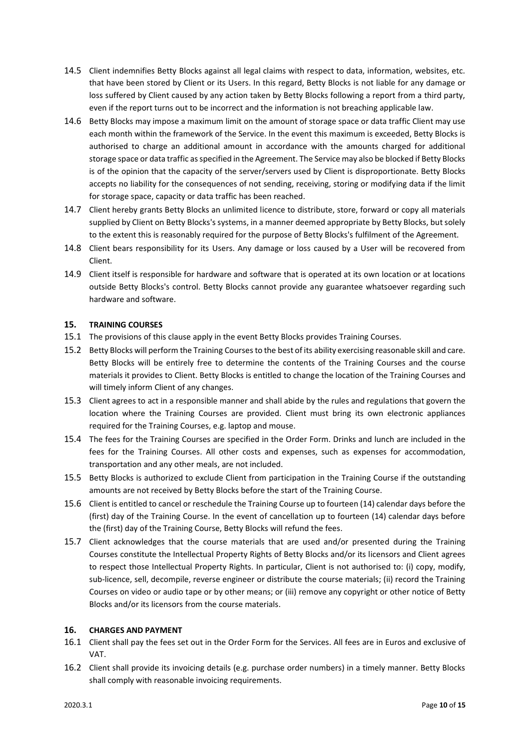14.5 Client indemnifies Betty Blocks against all legal claims with respect to data, information, websites, etc. that have been stored by Client or its Users. In this regard, Betty Blocks is not liable for any damage or loss suffered by Client caused by any action taken by Betty Blocks following a report from a third party, even if the report turns out to be incorrect and the information is not breaching applicable law.

14.6 Betty Blocks may impose a maximum limit on the amount of storage space or data traffic Client may use each month within the framework of the Service. In the event this maximum is exceeded, Betty Blocks is authorised to charge an additional amount in accordance with the amounts charged for additional storage space or data traffic as specified in the Agreement. The Service may also be blocked if Betty Blocks is of the opinion that the capacity of the server/servers used by Client is disproportionate. Betty Blocks accepts no liability for the consequences of not sending, receiving, storing or modifying data if the limit for storage space, capacity or data traffic has been reached.

14.7 Client hereby grants Betty Blocks an unlimited licence to distribute, store, forward or copy all materials supplied by Client on Betty Blocks's systems, in a manner deemed appropriate by Betty Blocks, but solely to the extent this is reasonably required for the purpose of Betty Blocks's fulfilment of the Agreement.

14.8 Client bears responsibility for its Users. Any damage or loss caused by a User will be recovered from Client.

14.9 Client itself is responsible for hardware and software that is operated at its own location or at locations outside Betty Blocks's control. Betty Blocks cannot provide any guarantee whatsoever regarding such hardware and software.

## 15. TRAINING COURSES

15.1 The provisions of this clause apply in the event Betty Blocks provides Training Courses.

15.2 Betty Blocks will perform the Training Courses to the best of its ability exercising reasonable skill and care. Betty Blocks will be entirely free to determine the contents of the Training Courses and the course materials it provides to Client. Betty Blocks is entitled to change the location of the Training Courses and will timely inform Client of any changes.

15.3 Client agrees to act in a responsible manner and shall abide by the rules and regulations that govern the location where the Training Courses are provided. Client must bring its own electronic appliances required for the Training Courses, e.g. laptop and mouse.

15.4 The fees for the Training Courses are specified in the Order Form. Drinks and lunch are included in the fees for the Training Courses. All other costs and expenses, such as expenses for accommodation, transportation and any other meals, are not included.

15.5 Betty Blocks is authorized to exclude Client from participation in the Training Course if the outstanding amounts are not received by Betty Blocks before the start of the Training Course.

15.6 Client is entitled to cancel or reschedule the Training Course up to fourteen (14) calendar days before the (first) day of the Training Course. In the event of cancellation up to fourteen (14) calendar days before the (first) day of the Training Course, Betty Blocks will refund the fees.

15.7 Client acknowledges that the course materials that are used and/or presented during the Training Courses constitute the Intellectual Property Rights of Betty Blocks and/or its licensors and Client agrees to respect those Intellectual Property Rights. In particular, Client is not authorised to: (i) copy, modify, sub-licence, sell, decompile, reverse engineer or distribute the course materials; (ii) record the Training Courses on video or audio tape or by other means; or (iii) remove any copyright or other notice of Betty Blocks and/or its licensors from the course materials.

## 16. CHARGES AND PAYMENT

16.1 Client shall pay the fees set out in the Order Form for the Services. All fees are in Euros and exclusive of VAT.

16.2 Client shall provide its invoicing details (e.g. purchase order numbers) in a timely manner. Betty Blocks shall comply with reasonable invoicing requirements.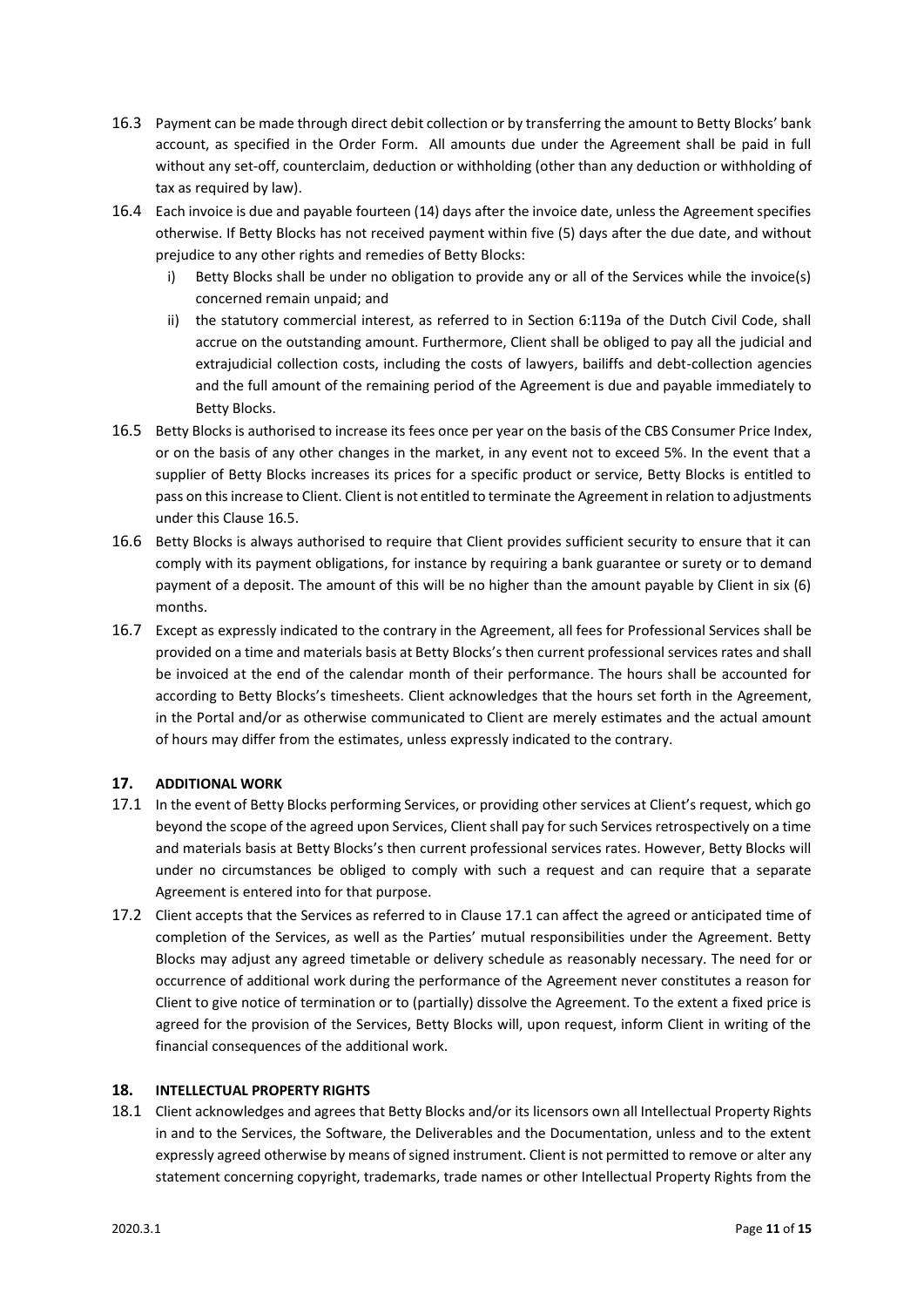16.3 Payment can be made through direct debit collection or by transferring the amount to Betty Blocks' bank account, as specified in the Order Form. All amounts due under the Agreement shall be paid in full without any set-off, counterclaim, deduction or withholding (other than any deduction or withholding of tax as required by law).

16.4 Each invoice is due and payable fourteen (14) days after the invoice date, unless the Agreement specifies otherwise. If Betty Blocks has not received payment within five (5) days after the due date, and without prejudice to any other rights and remedies of Betty Blocks:

i) Betty Blocks shall be under no obligation to provide any or all of the Services while the invoice(s) concerned remain unpaid; and

ii) the statutory commercial interest, as referred to in Section 6:119a of the Dutch Civil Code, shall accrue on the outstanding amount. Furthermore, Client shall be obliged to pay all the judicial and extrajudicial collection costs, including the costs of lawyers, bailiffs and debt-collection agencies and the full amount of the remaining period of the Agreement is due and payable immediately to Betty Blocks.

16.5 Betty Blocks is authorised to increase its fees once per year on the basis of the CBS Consumer Price Index, or on the basis of any other changes in the market, in any event not to exceed 5%. In the event that a supplier of Betty Blocks increases its prices for a specific product or service, Betty Blocks is entitled to pass on this increase to Client. Client is not entitled to terminate the Agreement in relation to adjustments under this Clause 16.5.

16.6 Betty Blocks is always authorised to require that Client provides sufficient security to ensure that it can comply with its payment obligations, for instance by requiring a bank guarantee or surety or to demand payment of a deposit. The amount of this will be no higher than the amount payable by Client in six (6) months.

16.7 Except as expressly indicated to the contrary in the Agreement, all fees for Professional Services shall be provided on a time and materials basis at Betty Blocks's then current professional services rates and shall be invoiced at the end of the calendar month of their performance. The hours shall be accounted for according to Betty Blocks's timesheets. Client acknowledges that the hours set forth in the Agreement, in the Portal and/or as otherwise communicated to Client are merely estimates and the actual amount of hours may differ from the estimates, unless expressly indicated to the contrary.

## 17. ADDITIONAL WORK

17.1 In the event of Betty Blocks performing Services, or providing other services at Client's request, which go beyond the scope of the agreed upon Services, Client shall pay for such Services retrospectively on a time and materials basis at Betty Blocks's then current professional services rates. However, Betty Blocks will under no circumstances be obliged to comply with such a request and can require that a separate Agreement is entered into for that purpose.

17.2 Client accepts that the Services as referred to in Clause 17.1 can affect the agreed or anticipated time of completion of the Services, as well as the Parties' mutual responsibilities under the Agreement. Betty Blocks may adjust any agreed timetable or delivery schedule as reasonably necessary. The need for or occurrence of additional work during the performance of the Agreement never constitutes a reason for Client to give notice of termination or to (partially) dissolve the Agreement. To the extent a fixed price is agreed for the provision of the Services, Betty Blocks will, upon request, inform Client in writing of the financial consequences of the additional work.

## 18. INTELLECTUAL PROPERTY RIGHTS

18.1 Client acknowledges and agrees that Betty Blocks and/or its licensors own all Intellectual Property Rights in and to the Services, the Software, the Deliverables and the Documentation, unless and to the extent expressly agreed otherwise by means of signed instrument. Client is not permitted to remove or alter any statement concerning copyright, trademarks, trade names or other Intellectual Property Rights from the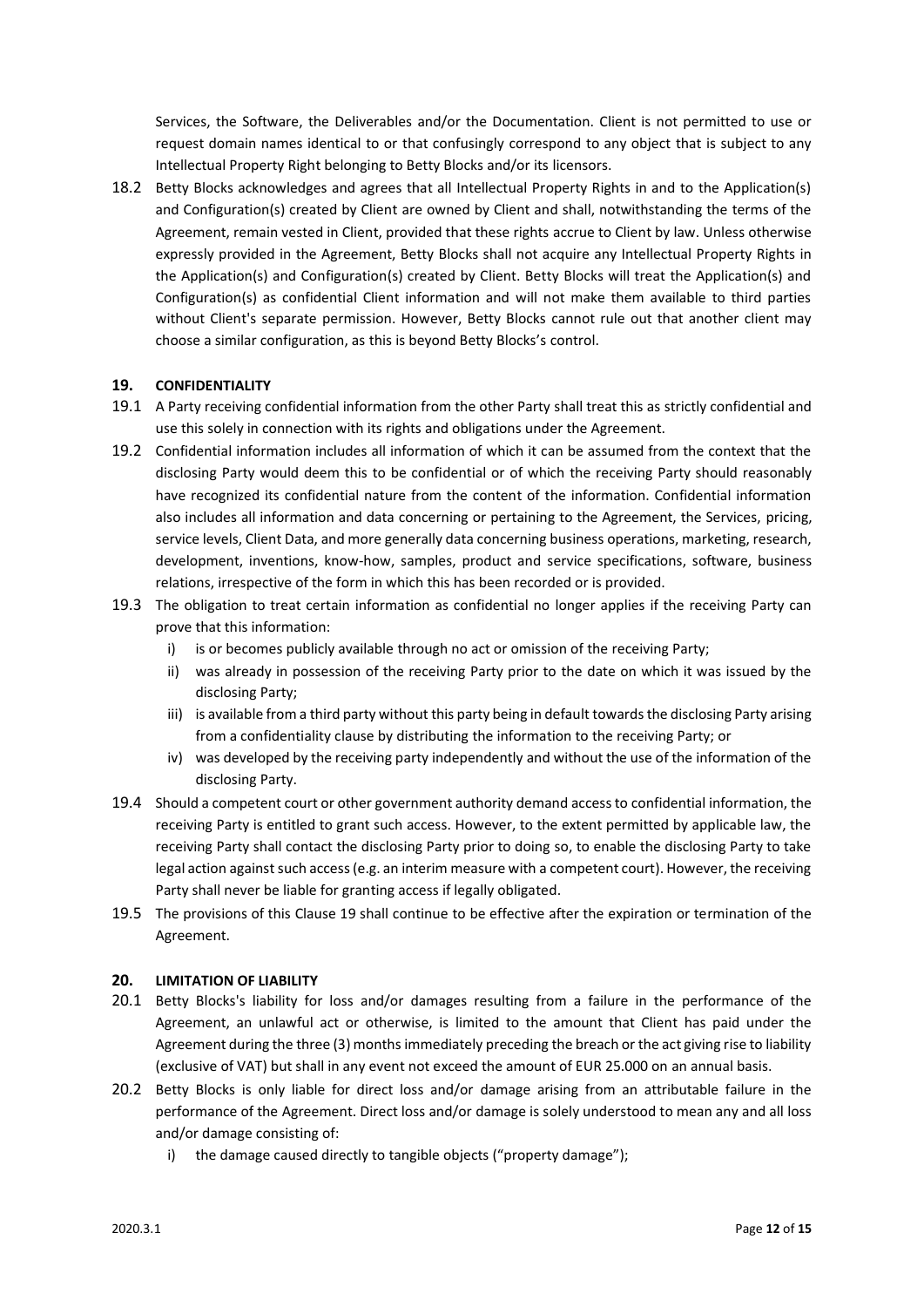Services, the Software, the Deliverables and/or the Documentation. Client is not permitted to use or request domain names identical to or that confusingly correspond to any object that is subject to any Intellectual Property Right belonging to Betty Blocks and/or its licensors.

18.2 Betty Blocks acknowledges and agrees that all Intellectual Property Rights in and to the Application(s) and Configuration(s) created by Client are owned by Client and shall, notwithstanding the terms of the Agreement, remain vested in Client, provided that these rights accrue to Client by law. Unless otherwise expressly provided in the Agreement, Betty Blocks shall not acquire any Intellectual Property Rights in the Application(s) and Configuration(s) created by Client. Betty Blocks will treat the Application(s) and Configuration(s) as confidential Client information and will not make them available to third parties without Client's separate permission. However, Betty Blocks cannot rule out that another client may choose a similar configuration, as this is beyond Betty Blocks's control.

## 19. CONFIDENTIALITY

19.1 A Party receiving confidential information from the other Party shall treat this as strictly confidential and use this solely in connection with its rights and obligations under the Agreement.

19.2 Confidential information includes all information of which it can be assumed from the context that the disclosing Party would deem this to be confidential or of which the receiving Party should reasonably have recognized its confidential nature from the content of the information. Confidential information also includes all information and data concerning or pertaining to the Agreement, the Services, pricing, service levels, Client Data, and more generally data concerning business operations, marketing, research, development, inventions, know-how, samples, product and service specifications, software, business relations, irrespective of the form in which this has been recorded or is provided.

19.3 The obligation to treat certain information as confidential no longer applies if the receiving Party can prove that this information:

i) is or becomes publicly available through no act or omission of the receiving Party;

ii) was already in possession of the receiving Party prior to the date on which it was issued by the disclosing Party;

iii) is available from a third party without this party being in default towards the disclosing Party arising from a confidentiality clause by distributing the information to the receiving Party; or

iv) was developed by the receiving party independently and without the use of the information of the disclosing Party.

19.4 Should a competent court or other government authority demand access to confidential information, the receiving Party is entitled to grant such access. However, to the extent permitted by applicable law, the receiving Party shall contact the disclosing Party prior to doing so, to enable the disclosing Party to take legal action against such access (e.g. an interim measure with a competent court). However, the receiving Party shall never be liable for granting access if legally obligated.

19.5 The provisions of this Clause 19 shall continue to be effective after the expiration or termination of the Agreement.

## 20. LIMITATION OF LIABILITY

20.1 Betty Blocks's liability for loss and/or damages resulting from a failure in the performance of the Agreement, an unlawful act or otherwise, is limited to the amount that Client has paid under the Agreement during the three (3) months immediately preceding the breach or the act giving rise to liability (exclusive of VAT) but shall in any event not exceed the amount of EUR 25.000 on an annual basis.

20.2 Betty Blocks is only liable for direct loss and/or damage arising from an attributable failure in the performance of the Agreement. Direct loss and/or damage is solely understood to mean any and all loss and/or damage consisting of:

i) the damage caused directly to tangible objects ("property damage");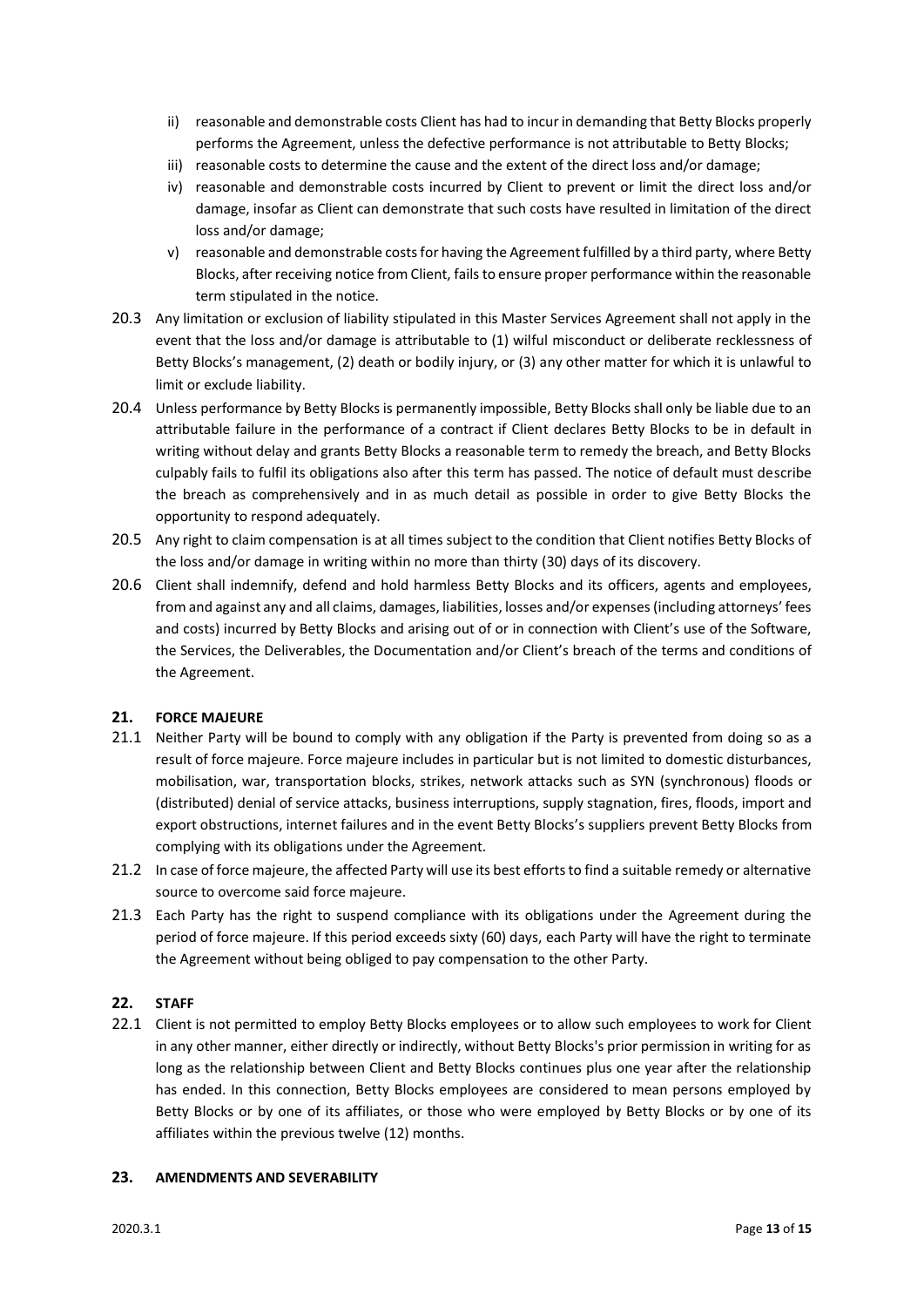ii) reasonable and demonstrable costs Client has had to incur in demanding that Betty Blocks properly performs the Agreement, unless the defective performance is not attributable to Betty Blocks;

iii) reasonable costs to determine the cause and the extent of the direct loss and/or damage;

iv) reasonable and demonstrable costs incurred by Client to prevent or limit the direct loss and/or damage, insofar as Client can demonstrate that such costs have resulted in limitation of the direct loss and/or damage;

v) reasonable and demonstrable costs for having the Agreement fulfilled by a third party, where Betty Blocks, after receiving notice from Client, fails to ensure proper performance within the reasonable term stipulated in the notice.

20.3 Any limitation or exclusion of liability stipulated in this Master Services Agreement shall not apply in the event that the loss and/or damage is attributable to (1) wilful misconduct or deliberate recklessness of Betty Blocks's management, (2) death or bodily injury, or (3) any other matter for which it is unlawful to limit or exclude liability.

20.4 Unless performance by Betty Blocks is permanently impossible, Betty Blocks shall only be liable due to an attributable failure in the performance of a contract if Client declares Betty Blocks to be in default in writing without delay and grants Betty Blocks a reasonable term to remedy the breach, and Betty Blocks culpably fails to fulfil its obligations also after this term has passed. The notice of default must describe the breach as comprehensively and in as much detail as possible in order to give Betty Blocks the opportunity to respond adequately.

20.5 Any right to claim compensation is at all times subject to the condition that Client notifies Betty Blocks of the loss and/or damage in writing within no more than thirty (30) days of its discovery.

20.6 Client shall indemnify, defend and hold harmless Betty Blocks and its officers, agents and employees, from and against any and all claims, damages, liabilities, losses and/or expenses (including attorneys' fees and costs) incurred by Betty Blocks and arising out of or in connection with Client's use of the Software, the Services, the Deliverables, the Documentation and/or Client's breach of the terms and conditions of the Agreement.

## 21. FORCE MAJEURE

21.1 Neither Party will be bound to comply with any obligation if the Party is prevented from doing so as a result of force majeure. Force majeure includes in particular but is not limited to domestic disturbances, mobilisation, war, transportation blocks, strikes, network attacks such as SYN (synchronous) floods or (distributed) denial of service attacks, business interruptions, supply stagnation, fires, floods, import and export obstructions, internet failures and in the event Betty Blocks's suppliers prevent Betty Blocks from complying with its obligations under the Agreement.

21.2 In case of force majeure, the affected Party will use its best efforts to find a suitable remedy or alternative source to overcome said force majeure.

21.3 Each Party has the right to suspend compliance with its obligations under the Agreement during the period of force majeure. If this period exceeds sixty (60) days, each Party will have the right to terminate the Agreement without being obliged to pay compensation to the other Party.

## 22. STAFF

22.1 Client is not permitted to employ Betty Blocks employees or to allow such employees to work for Client in any other manner, either directly or indirectly, without Betty Blocks's prior permission in writing for as long as the relationship between Client and Betty Blocks continues plus one year after the relationship has ended. In this connection, Betty Blocks employees are considered to mean persons employed by Betty Blocks or by one of its affiliates, or those who were employed by Betty Blocks or by one of its affiliates within the previous twelve (12) months.

## 23. AMENDMENTS AND SEVERABILITY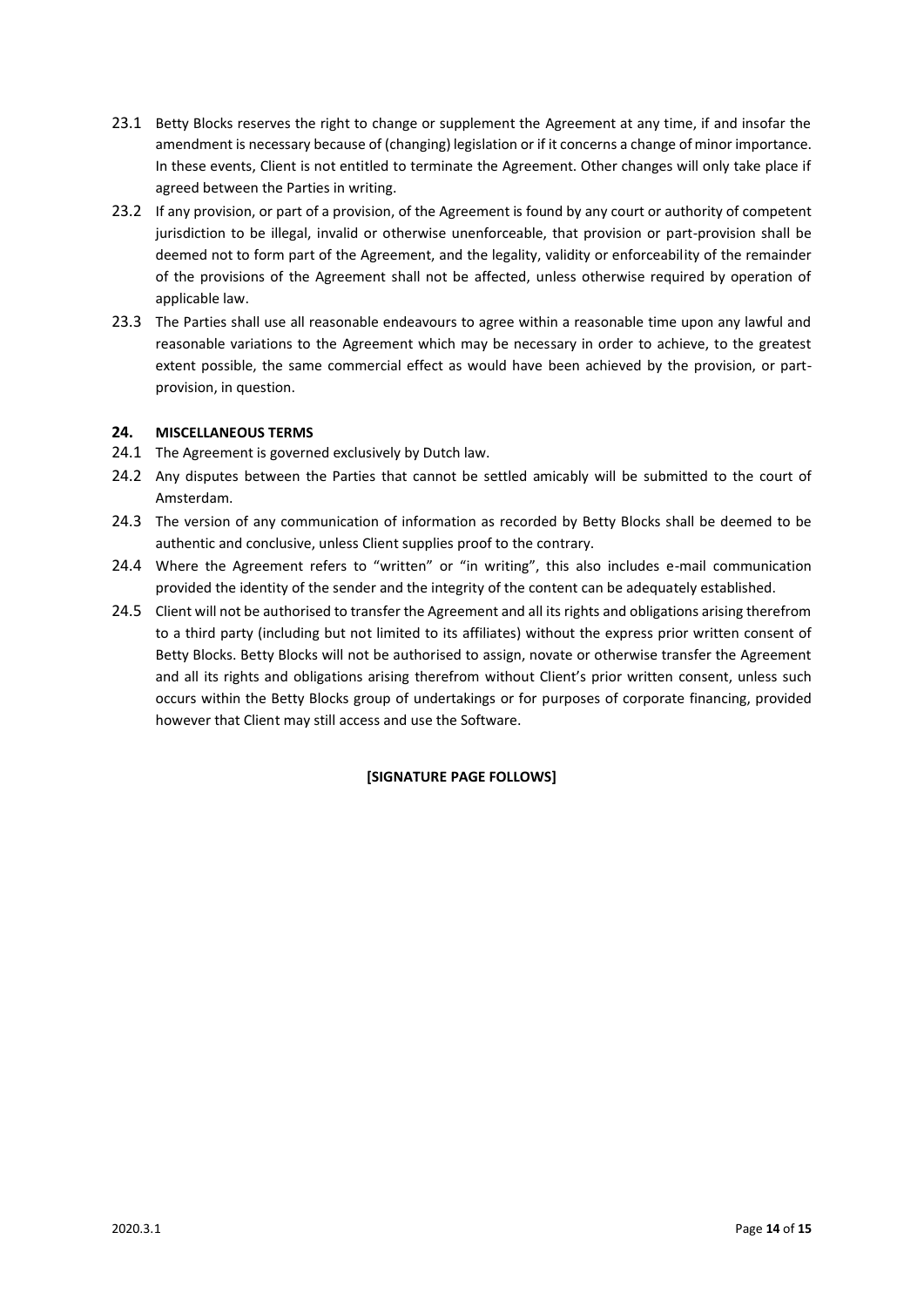23.1 Betty Blocks reserves the right to change or supplement the Agreement at any time, if and insofar the amendment is necessary because of (changing) legislation or if it concerns a change of minor importance. In these events, Client is not entitled to terminate the Agreement. Other changes will only take place if agreed between the Parties in writing.

23.2 If any provision, or part of a provision, of the Agreement is found by any court or authority of competent jurisdiction to be illegal, invalid or otherwise unenforceable, that provision or part-provision shall be deemed not to form part of the Agreement, and the legality, validity or enforceability of the remainder of the provisions of the Agreement shall not be affected, unless otherwise required by operation of applicable law.

23.3 The Parties shall use all reasonable endeavours to agree within a reasonable time upon any lawful and reasonable variations to the Agreement which may be necessary in order to achieve, to the greatest extent possible, the same commercial effect as would have been achieved by the provision, or part-provision, in question.

## 24. MISCELLANEOUS TERMS

24.1 The Agreement is governed exclusively by Dutch law.

24.2 Any disputes between the Parties that cannot be settled amicably will be submitted to the court of Amsterdam.

24.3 The version of any communication of information as recorded by Betty Blocks shall be deemed to be authentic and conclusive, unless Client supplies proof to the contrary.

24.4 Where the Agreement refers to "written" or "in writing", this also includes e-mail communication provided the identity of the sender and the integrity of the content can be adequately established.

24.5 Client will not be authorised to transfer the Agreement and all its rights and obligations arising therefrom to a third party (including but not limited to its affiliates) without the express prior written consent of Betty Blocks. Betty Blocks will not be authorised to assign, novate or otherwise transfer the Agreement and all its rights and obligations arising therefrom without Client's prior written consent, unless such occurs within the Betty Blocks group of undertakings or for purposes of corporate financing, provided however that Client may still access and use the Software.

**[SIGNATURE PAGE FOLLOWS]**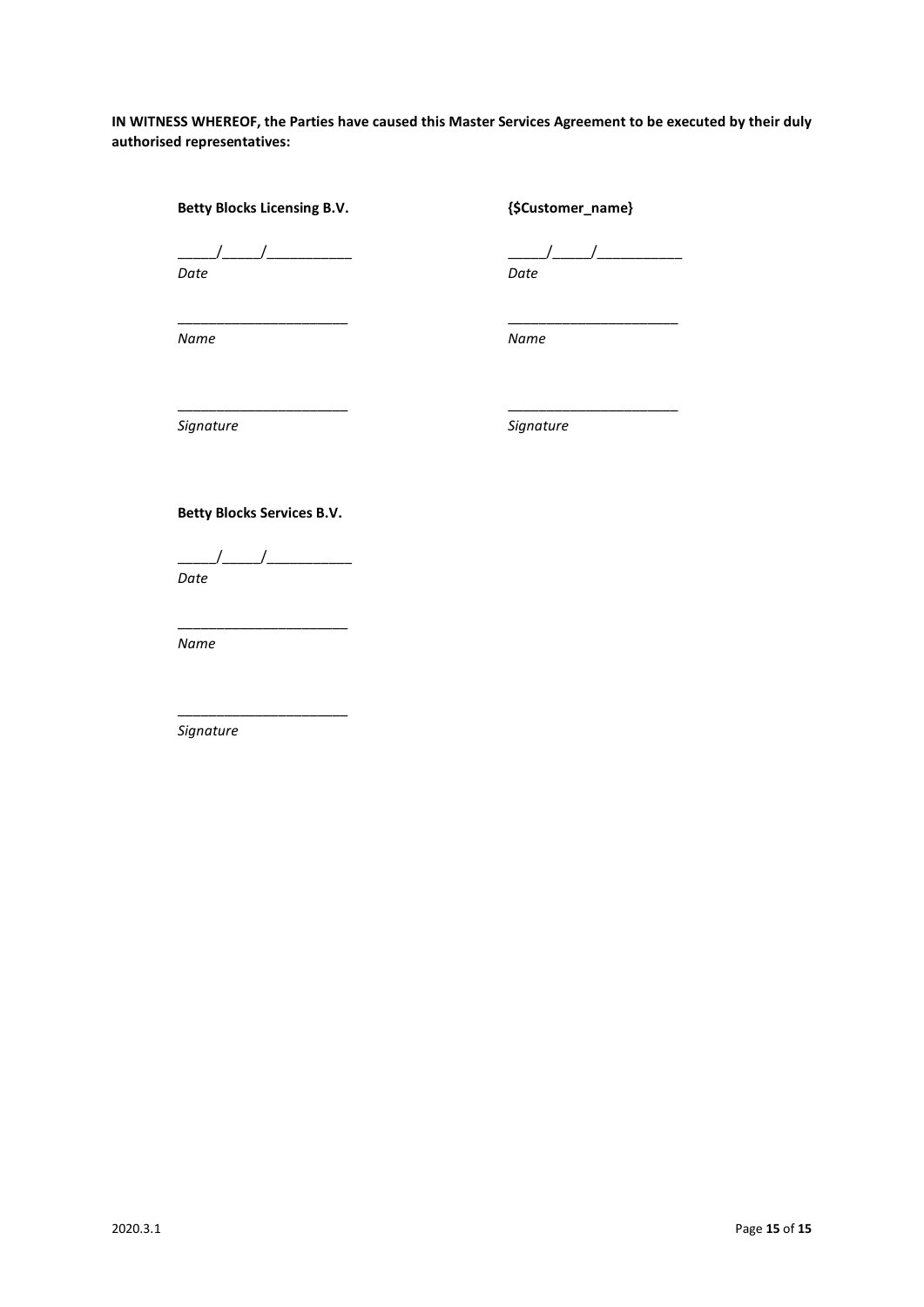**IN WITNESS WHEREOF, the Parties have caused this Master Services Agreement to be executed by their duly authorised representatives:**

**Betty Blocks Licensing B.V.**

_____/_____/___________
*Date*

______________________
*Name*

______________________
*Signature*

**{$Customer_name}**

_____/_____/___________
*Date*

______________________
*Name*

______________________
*Signature*

**Betty Blocks Services B.V.**

_____/_____/___________
*Date*

______________________
*Name*

______________________
*Signature*

2020.3.1